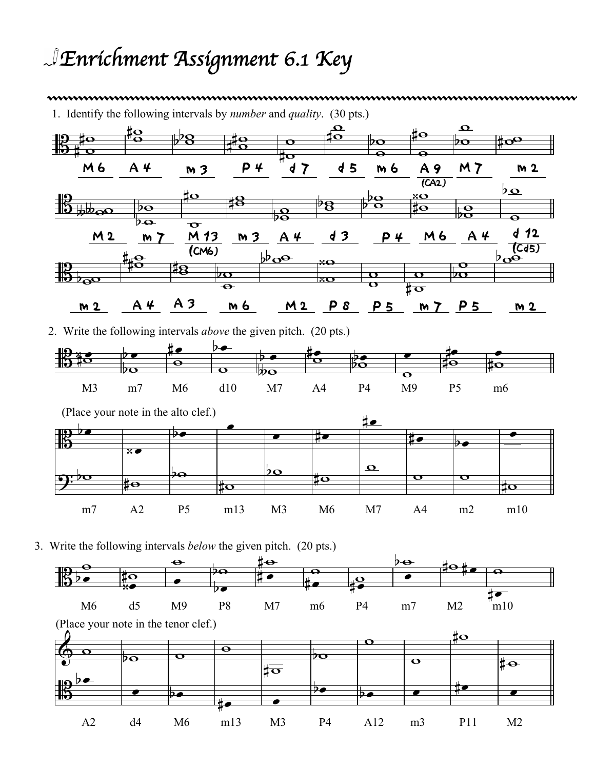# Enrichment Assignment 6.1 Key

1. Identify the following intervals by *number* and *quality*. (30 pts.)

M6 A4 m3 P4 d7 d5 m6 A9 (CA2) M7 m2

M2 m7 M13 (CM6) m3 A4 d3 P4 M6 A4 d12 (Cd5)

m2 A4 A3 m6 M2 P8 P5 m7 P5 m2

2. Write the following intervals *above* the given pitch. (20 pts.)

M3 m7 M6 d10 M7 A4 P4 M9 P5 m6

(Place your note in the alto clef.)

m7 A2 P5 m13 M3 M6 M7 A4 m2 m10

3. Write the following intervals *below* the given pitch. (20 pts.)

M6 d5 M9 P8 M7 m6 P4 m7 M2 m10

(Place your note in the tenor clef.)

A2 d4 M6 m13 M3 P4 A12 m3 P11 M2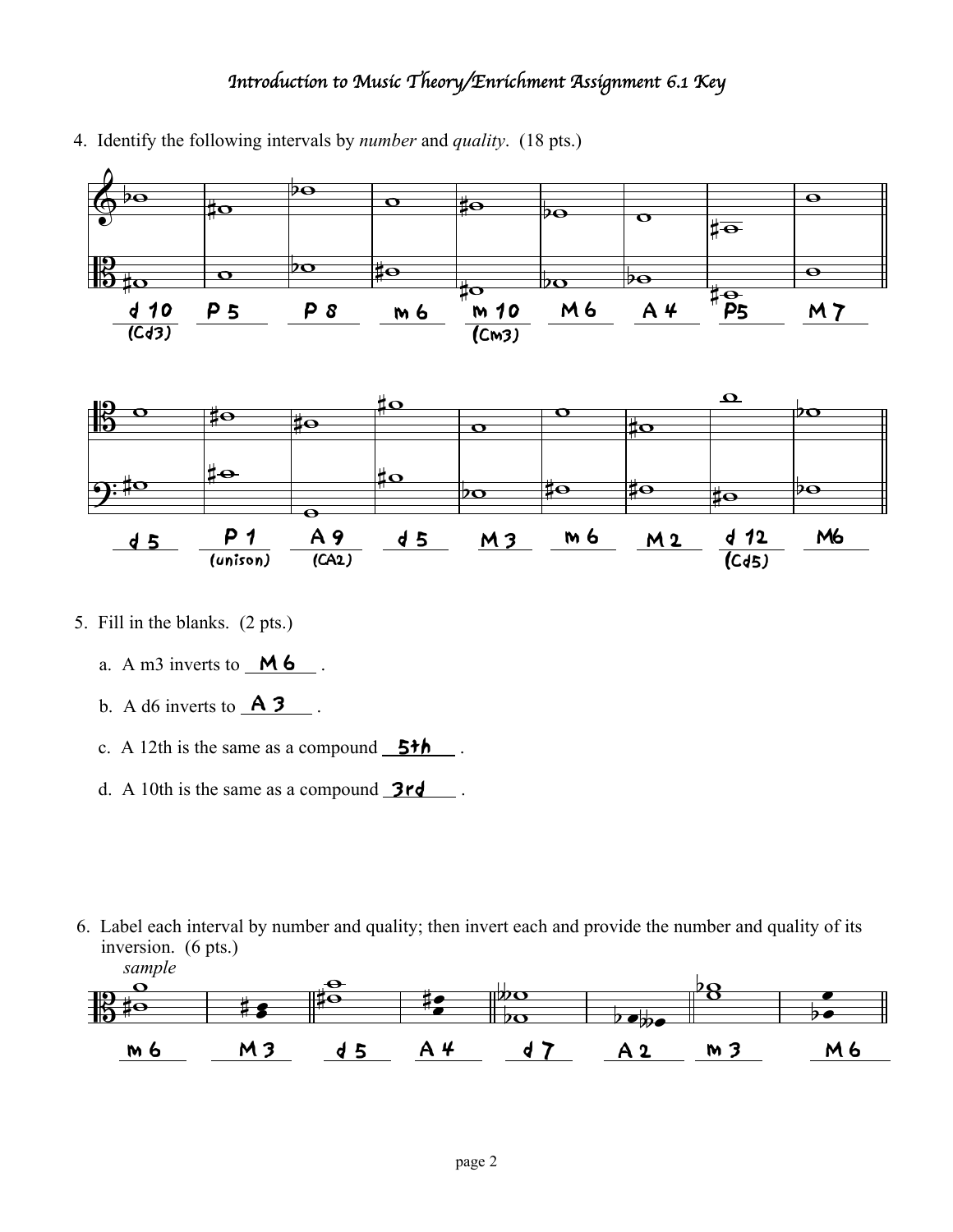# *Introduction to Music Theory/Enrichment Assignment 6.1 Key*

4. Identify the following intervals by *number* and *quality*. (18 pts.)

d 10 (Cd3) | P 5 | P 8 | m 6 | m 10 (Cm3) | M 6 | A 4 | P5 | M 7

d 5 | P 1 (unison) | A 9 (CA2) | d 5 | M 3 | m 6 | M 2 | d 12 (Cd5) | M6

5. Fill in the blanks. (2 pts.)

   a. A m3 inverts to M 6 .

   b. A d6 inverts to A 3 .

   c. A 12th is the same as a compound 5th .

   d. A 10th is the same as a compound 3rd .

6. Label each interval by number and quality; then invert each and provide the number and quality of its inversion. (6 pts.)

*sample*

m 6 | M 3 | d 5 | A 4 | d 7 | A 2 | m 3 | M 6